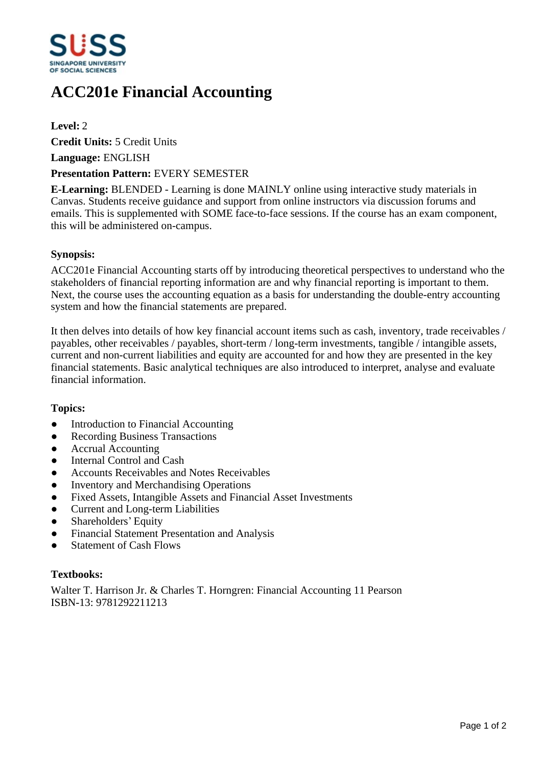# ACC201e Financial Accounting

**Level:** 2

**Credit Units:** 5 Credit Units

**Language:** ENGLISH

**Presentation Pattern:** EVERY SEMESTER

**E-Learning:** BLENDED - Learning is done MAINLY online using interactive study materials in Canvas. Students receive guidance and support from online instructors via discussion forums and emails. This is supplemented with SOME face-to-face sessions. If the course has an exam component, this will be administered on-campus.

### Synopsis:

ACC201e Financial Accounting starts off by introducing theoretical perspectives to understand who the stakeholders of financial reporting information are and why financial reporting is important to them. Next, the course uses the accounting equation as a basis for understanding the double-entry accounting system and how the financial statements are prepared.

It then delves into details of how key financial account items such as cash, inventory, trade receivables / payables, other receivables / payables, short-term / long-term investments, tangible / intangible assets, current and non-current liabilities and equity are accounted for and how they are presented in the key financial statements. Basic analytical techniques are also introduced to interpret, analyse and evaluate financial information.

### Topics:

- Introduction to Financial Accounting
- Recording Business Transactions
- Accrual Accounting
- Internal Control and Cash
- Accounts Receivables and Notes Receivables
- Inventory and Merchandising Operations
- Fixed Assets, Intangible Assets and Financial Asset Investments
- Current and Long-term Liabilities
- Shareholders' Equity
- Financial Statement Presentation and Analysis
- Statement of Cash Flows

### Textbooks:

Walter T. Harrison Jr. & Charles T. Horngren: Financial Accounting 11 Pearson
ISBN-13: 9781292211213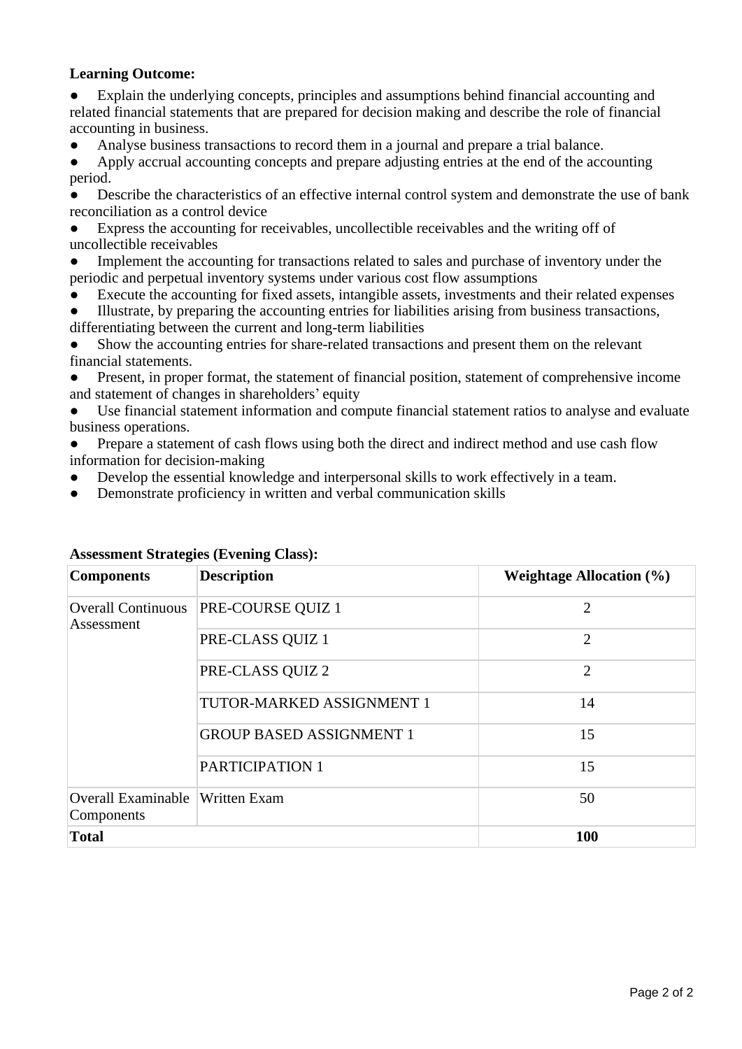**Learning Outcome:**

- Explain the underlying concepts, principles and assumptions behind financial accounting and related financial statements that are prepared for decision making and describe the role of financial accounting in business.
- Analyse business transactions to record them in a journal and prepare a trial balance.
- Apply accrual accounting concepts and prepare adjusting entries at the end of the accounting period.
- Describe the characteristics of an effective internal control system and demonstrate the use of bank reconciliation as a control device
- Express the accounting for receivables, uncollectible receivables and the writing off of uncollectible receivables
- Implement the accounting for transactions related to sales and purchase of inventory under the periodic and perpetual inventory systems under various cost flow assumptions
- Execute the accounting for fixed assets, intangible assets, investments and their related expenses
- Illustrate, by preparing the accounting entries for liabilities arising from business transactions, differentiating between the current and long-term liabilities
- Show the accounting entries for share-related transactions and present them on the relevant financial statements.
- Present, in proper format, the statement of financial position, statement of comprehensive income and statement of changes in shareholders' equity
- Use financial statement information and compute financial statement ratios to analyse and evaluate business operations.
- Prepare a statement of cash flows using both the direct and indirect method and use cash flow information for decision-making
- Develop the essential knowledge and interpersonal skills to work effectively in a team.
- Demonstrate proficiency in written and verbal communication skills

**Assessment Strategies (Evening Class):**

| **Components** | **Description** | **Weightage Allocation (%)** |
|---|---|---|
| Overall Continuous Assessment | PRE-COURSE QUIZ 1 | 2 |
| | PRE-CLASS QUIZ 1 | 2 |
| | PRE-CLASS QUIZ 2 | 2 |
| | TUTOR-MARKED ASSIGNMENT 1 | 14 |
| | GROUP BASED ASSIGNMENT 1 | 15 |
| | PARTICIPATION 1 | 15 |
| Overall Examinable Components | Written Exam | 50 |
| **Total** | | **100** |